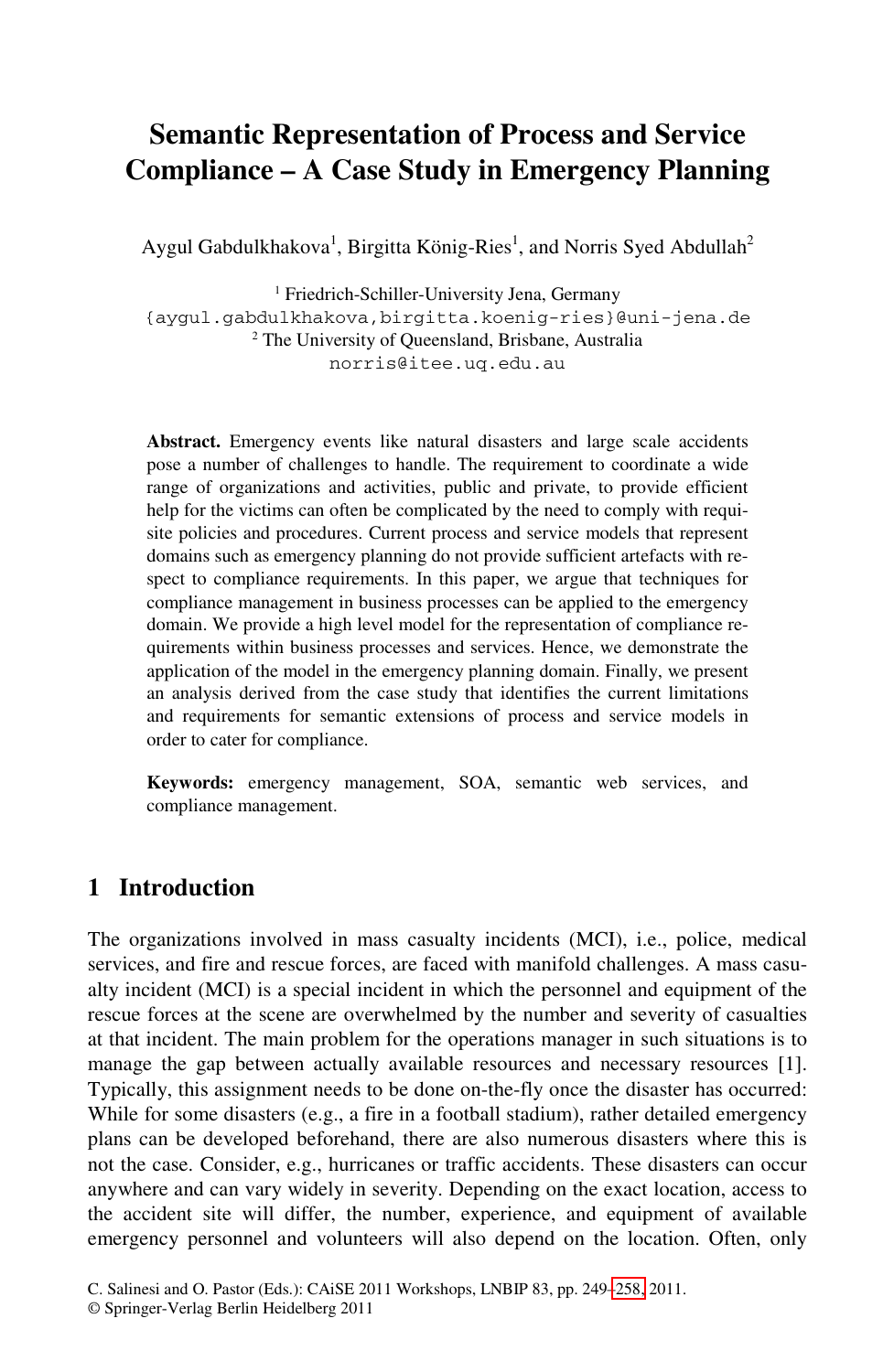# Semantic Representation of Process and Service Compliance – A Case Study in Emergency Planning

Aygul Gabdulkhakova[1], Birgitta König-Ries[1], and Norris Syed Abdullah[2]

[1] Friedrich-Schiller-University Jena, Germany
{aygul.gabdulkhakova,birgitta.koenig-ries}@uni-jena.de
[2] The University of Queensland, Brisbane, Australia
norris@itee.uq.edu.au

**Abstract.** Emergency events like natural disasters and large scale accidents pose a number of challenges to handle. The requirement to coordinate a wide range of organizations and activities, public and private, to provide efficient help for the victims can often be complicated by the need to comply with requisite policies and procedures. Current process and service models that represent domains such as emergency planning do not provide sufficient artefacts with respect to compliance requirements. In this paper, we argue that techniques for compliance management in business processes can be applied to the emergency domain. We provide a high level model for the representation of compliance requirements within business processes and services. Hence, we demonstrate the application of the model in the emergency planning domain. Finally, we present an analysis derived from the case study that identifies the current limitations and requirements for semantic extensions of process and service models in order to cater for compliance.

**Keywords:** emergency management, SOA, semantic web services, and compliance management.

## 1 Introduction

The organizations involved in mass casualty incidents (MCI), i.e., police, medical services, and fire and rescue forces, are faced with manifold challenges. A mass casualty incident (MCI) is a special incident in which the personnel and equipment of the rescue forces at the scene are overwhelmed by the number and severity of casualties at that incident. The main problem for the operations manager in such situations is to manage the gap between actually available resources and necessary resources [1]. Typically, this assignment needs to be done on-the-fly once the disaster has occurred: While for some disasters (e.g., a fire in a football stadium), rather detailed emergency plans can be developed beforehand, there are also numerous disasters where this is not the case. Consider, e.g., hurricanes or traffic accidents. These disasters can occur anywhere and can vary widely in severity. Depending on the exact location, access to the accident site will differ, the number, experience, and equipment of available emergency personnel and volunteers will also depend on the location. Often, only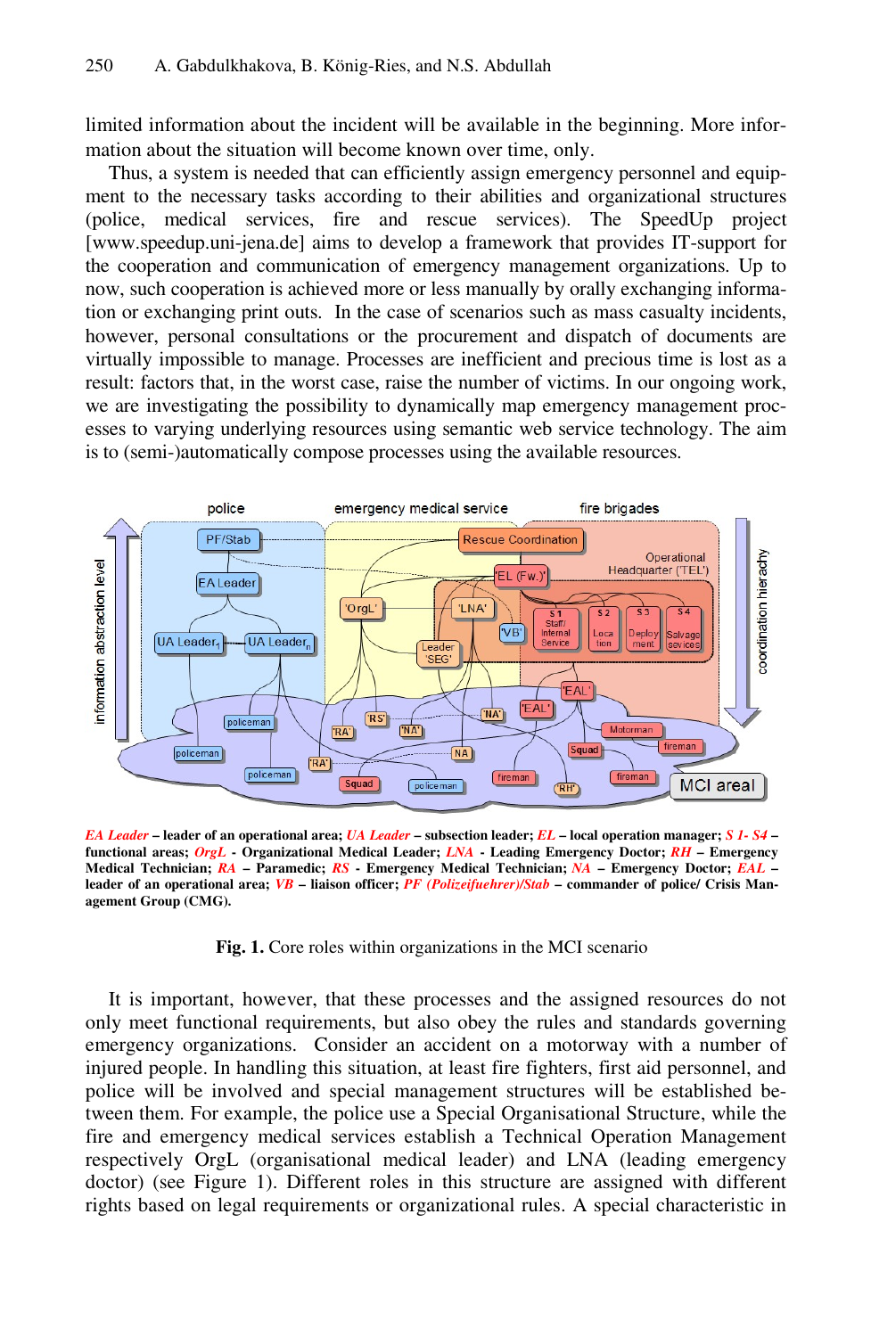limited information about the incident will be available in the beginning. More information about the situation will become known over time, only.

Thus, a system is needed that can efficiently assign emergency personnel and equipment to the necessary tasks according to their abilities and organizational structures (police, medical services, fire and rescue services). The SpeedUp project [www.speedup.uni-jena.de] aims to develop a framework that provides IT-support for the cooperation and communication of emergency management organizations. Up to now, such cooperation is achieved more or less manually by orally exchanging information or exchanging print outs. In the case of scenarios such as mass casualty incidents, however, personal consultations or the procurement and dispatch of documents are virtually impossible to manage. Processes are inefficient and precious time is lost as a result: factors that, in the worst case, raise the number of victims. In our ongoing work, we are investigating the possibility to dynamically map emergency management processes to varying underlying resources using semantic web service technology. The aim is to (semi-)automatically compose processes using the available resources.

***EA Leader*** **– leader of an operational area;** ***UA Leader*** **– subsection leader;** ***EL*** **– local operation manager;** ***S 1- S4*** **– functional areas;** ***OrgL*** **- Organizational Medical Leader;** ***LNA*** **- Leading Emergency Doctor;** ***RH*** **– Emergency Medical Technician;** ***RA*** **– Paramedic;** ***RS*** **- Emergency Medical Technician;** ***NA*** **– Emergency Doctor;** ***EAL*** **– leader of an operational area;** ***VB*** **– liaison officer;** ***PF (Polizeifuehrer)/Stab*** **– commander of police/ Crisis Management Group (CMG).**

**Fig. 1.** Core roles within organizations in the MCI scenario

It is important, however, that these processes and the assigned resources do not only meet functional requirements, but also obey the rules and standards governing emergency organizations. Consider an accident on a motorway with a number of injured people. In handling this situation, at least fire fighters, first aid personnel, and police will be involved and special management structures will be established between them. For example, the police use a Special Organisational Structure, while the fire and emergency medical services establish a Technical Operation Management respectively OrgL (organisational medical leader) and LNA (leading emergency doctor) (see Figure 1). Different roles in this structure are assigned with different rights based on legal requirements or organizational rules. A special characteristic in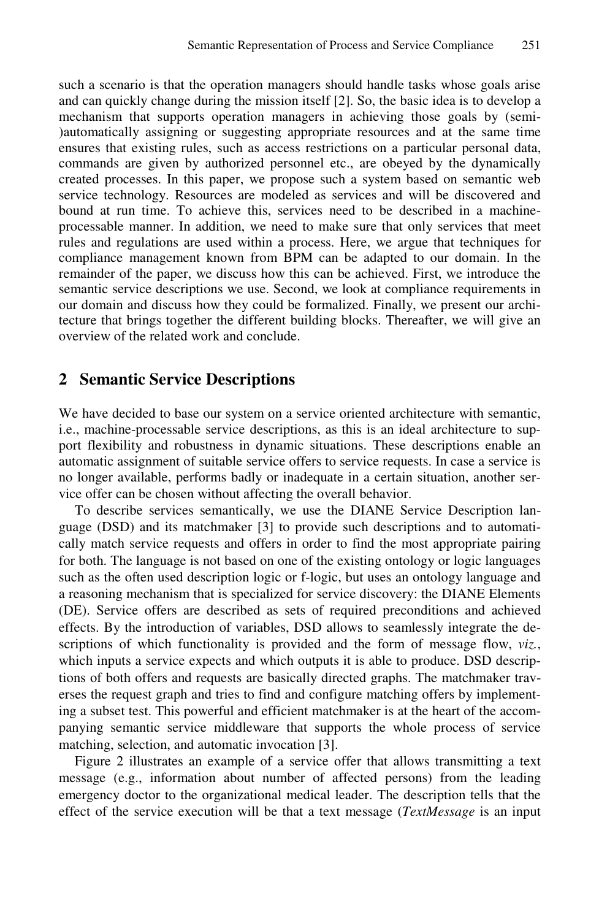such a scenario is that the operation managers should handle tasks whose goals arise and can quickly change during the mission itself [2]. So, the basic idea is to develop a mechanism that supports operation managers in achieving those goals by (semi-)automatically assigning or suggesting appropriate resources and at the same time ensures that existing rules, such as access restrictions on a particular personal data, commands are given by authorized personnel etc., are obeyed by the dynamically created processes. In this paper, we propose such a system based on semantic web service technology. Resources are modeled as services and will be discovered and bound at run time. To achieve this, services need to be described in a machine-processable manner. In addition, we need to make sure that only services that meet rules and regulations are used within a process. Here, we argue that techniques for compliance management known from BPM can be adapted to our domain. In the remainder of the paper, we discuss how this can be achieved. First, we introduce the semantic service descriptions we use. Second, we look at compliance requirements in our domain and discuss how they could be formalized. Finally, we present our architecture that brings together the different building blocks. Thereafter, we will give an overview of the related work and conclude.

## 2 Semantic Service Descriptions

We have decided to base our system on a service oriented architecture with semantic, i.e., machine-processable service descriptions, as this is an ideal architecture to support flexibility and robustness in dynamic situations. These descriptions enable an automatic assignment of suitable service offers to service requests. In case a service is no longer available, performs badly or inadequate in a certain situation, another service offer can be chosen without affecting the overall behavior.

To describe services semantically, we use the DIANE Service Description language (DSD) and its matchmaker [3] to provide such descriptions and to automatically match service requests and offers in order to find the most appropriate pairing for both. The language is not based on one of the existing ontology or logic languages such as the often used description logic or f-logic, but uses an ontology language and a reasoning mechanism that is specialized for service discovery: the DIANE Elements (DE). Service offers are described as sets of required preconditions and achieved effects. By the introduction of variables, DSD allows to seamlessly integrate the descriptions of which functionality is provided and the form of message flow, *viz.*, which inputs a service expects and which outputs it is able to produce. DSD descriptions of both offers and requests are basically directed graphs. The matchmaker traverses the request graph and tries to find and configure matching offers by implementing a subset test. This powerful and efficient matchmaker is at the heart of the accompanying semantic service middleware that supports the whole process of service matching, selection, and automatic invocation [3].

Figure 2 illustrates an example of a service offer that allows transmitting a text message (e.g., information about number of affected persons) from the leading emergency doctor to the organizational medical leader. The description tells that the effect of the service execution will be that a text message (*TextMessage* is an input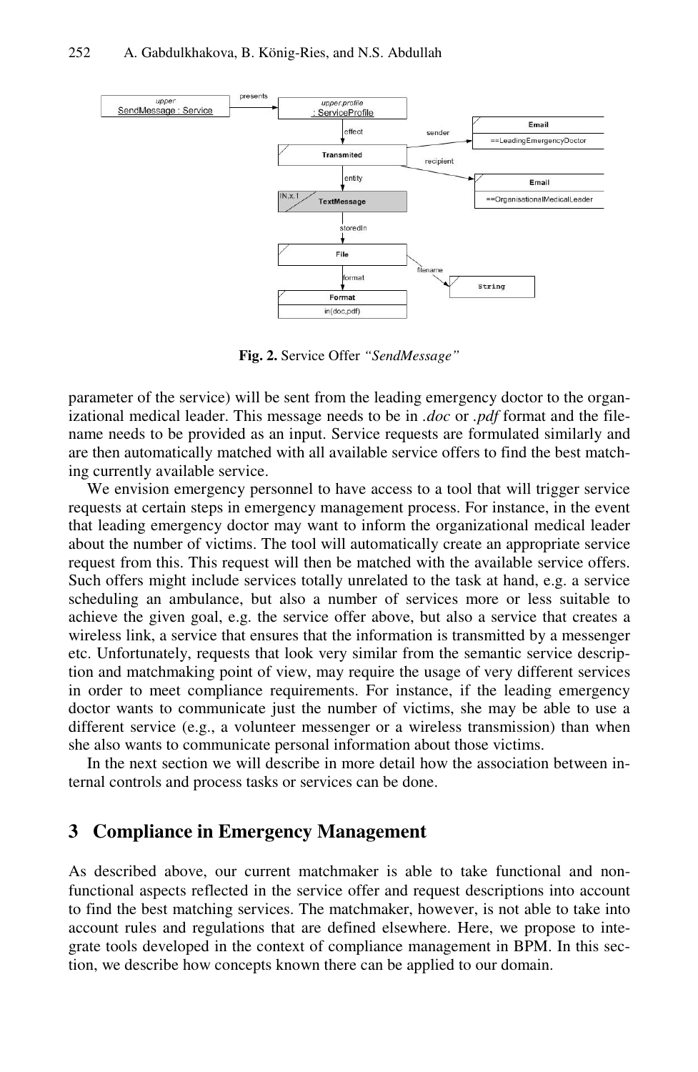**Fig. 2.** Service Offer *"SendMessage"*

parameter of the service) will be sent from the leading emergency doctor to the organizational medical leader. This message needs to be in *.doc* or *.pdf* format and the filename needs to be provided as an input. Service requests are formulated similarly and are then automatically matched with all available service offers to find the best matching currently available service.

We envision emergency personnel to have access to a tool that will trigger service requests at certain steps in emergency management process. For instance, in the event that leading emergency doctor may want to inform the organizational medical leader about the number of victims. The tool will automatically create an appropriate service request from this. This request will then be matched with the available service offers. Such offers might include services totally unrelated to the task at hand, e.g. a service scheduling an ambulance, but also a number of services more or less suitable to achieve the given goal, e.g. the service offer above, but also a service that creates a wireless link, a service that ensures that the information is transmitted by a messenger etc. Unfortunately, requests that look very similar from the semantic service description and matchmaking point of view, may require the usage of very different services in order to meet compliance requirements. For instance, if the leading emergency doctor wants to communicate just the number of victims, she may be able to use a different service (e.g., a volunteer messenger or a wireless transmission) than when she also wants to communicate personal information about those victims.

In the next section we will describe in more detail how the association between internal controls and process tasks or services can be done.

## 3 Compliance in Emergency Management

As described above, our current matchmaker is able to take functional and non-functional aspects reflected in the service offer and request descriptions into account to find the best matching services. The matchmaker, however, is not able to take into account rules and regulations that are defined elsewhere. Here, we propose to integrate tools developed in the context of compliance management in BPM. In this section, we describe how concepts known there can be applied to our domain.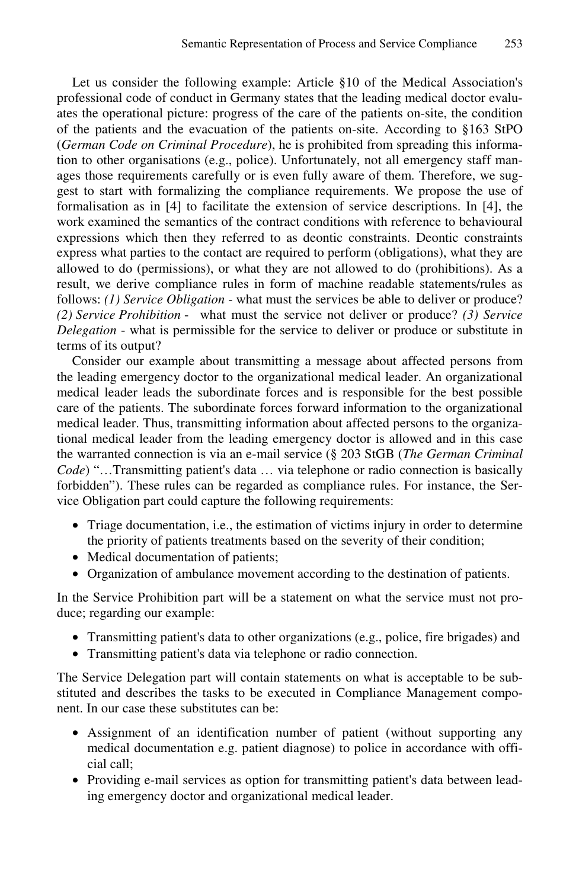Let us consider the following example: Article §10 of the Medical Association's professional code of conduct in Germany states that the leading medical doctor evaluates the operational picture: progress of the care of the patients on-site, the condition of the patients and the evacuation of the patients on-site. According to §163 StPO (*German Code on Criminal Procedure*), he is prohibited from spreading this information to other organisations (e.g., police). Unfortunately, not all emergency staff manages those requirements carefully or is even fully aware of them. Therefore, we suggest to start with formalizing the compliance requirements. We propose the use of formalisation as in [4] to facilitate the extension of service descriptions. In [4], the work examined the semantics of the contract conditions with reference to behavioural expressions which then they referred to as deontic constraints. Deontic constraints express what parties to the contact are required to perform (obligations), what they are allowed to do (permissions), or what they are not allowed to do (prohibitions). As a result, we derive compliance rules in form of machine readable statements/rules as follows: *(1) Service Obligation* - what must the services be able to deliver or produce? *(2) Service Prohibition* - what must the service not deliver or produce? *(3) Service Delegation* - what is permissible for the service to deliver or produce or substitute in terms of its output?

Consider our example about transmitting a message about affected persons from the leading emergency doctor to the organizational medical leader. An organizational medical leader leads the subordinate forces and is responsible for the best possible care of the patients. The subordinate forces forward information to the organizational medical leader. Thus, transmitting information about affected persons to the organizational medical leader from the leading emergency doctor is allowed and in this case the warranted connection is via an e-mail service (§ 203 StGB (*The German Criminal Code*) "…Transmitting patient's data … via telephone or radio connection is basically forbidden"). These rules can be regarded as compliance rules. For instance, the Service Obligation part could capture the following requirements:

- Triage documentation, i.e., the estimation of victims injury in order to determine the priority of patients treatments based on the severity of their condition;
- Medical documentation of patients;
- Organization of ambulance movement according to the destination of patients.

In the Service Prohibition part will be a statement on what the service must not produce; regarding our example:

- Transmitting patient's data to other organizations (e.g., police, fire brigades) and
- Transmitting patient's data via telephone or radio connection.

The Service Delegation part will contain statements on what is acceptable to be substituted and describes the tasks to be executed in Compliance Management component. In our case these substitutes can be:

- Assignment of an identification number of patient (without supporting any medical documentation e.g. patient diagnose) to police in accordance with official call;
- Providing e-mail services as option for transmitting patient's data between leading emergency doctor and organizational medical leader.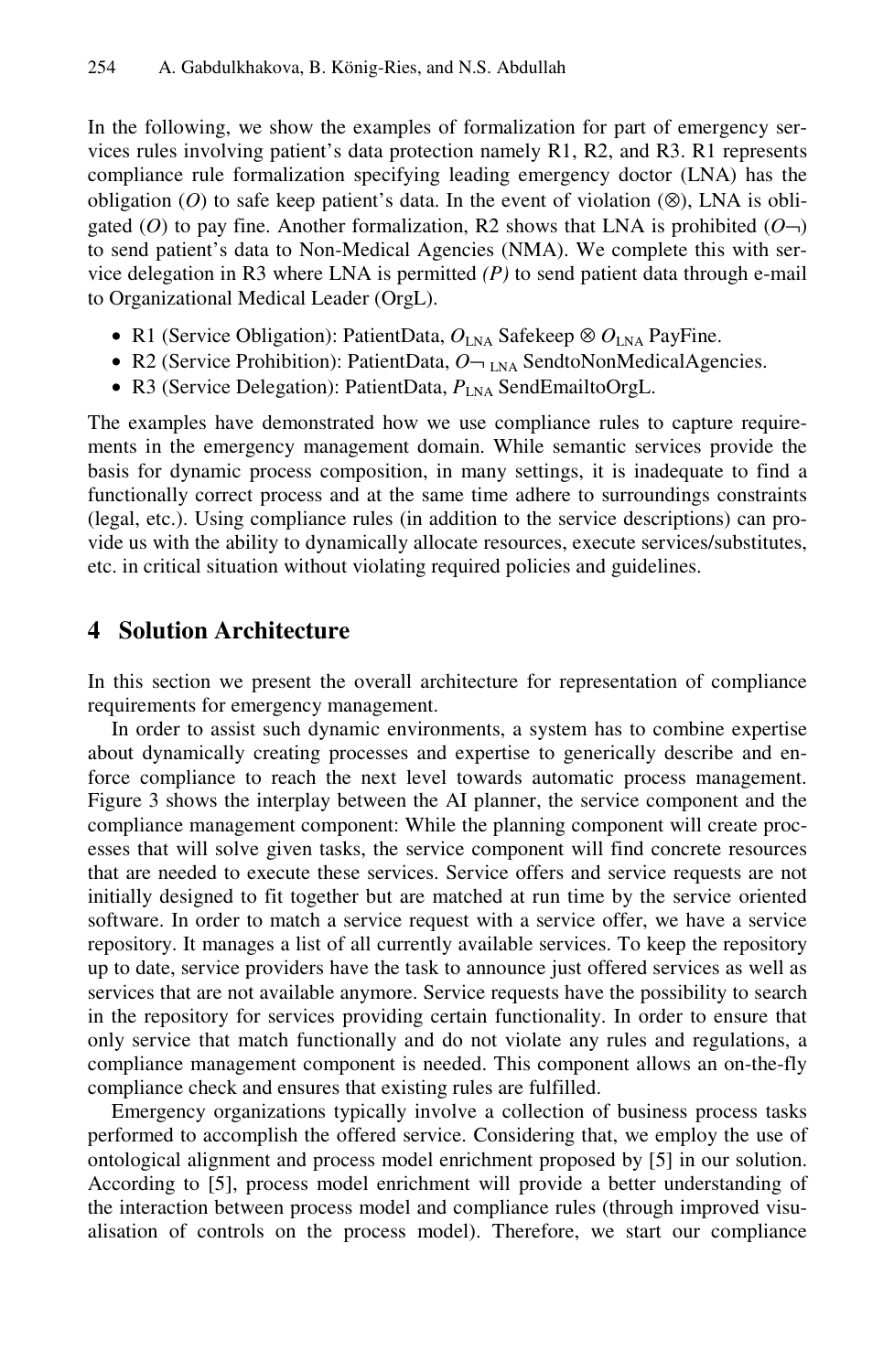In the following, we show the examples of formalization for part of emergency services rules involving patient's data protection namely R1, R2, and R3. R1 represents compliance rule formalization specifying leading emergency doctor (LNA) has the obligation ($O$) to safe keep patient's data. In the event of violation ($\otimes$), LNA is obligated ($O$) to pay fine. Another formalization, R2 shows that LNA is prohibited ($O\neg$) to send patient's data to Non-Medical Agencies (NMA). We complete this with service delegation in R3 where LNA is permitted *(P)* to send patient data through e-mail to Organizational Medical Leader (OrgL).

- R1 (Service Obligation): PatientData, $O_{LNA}$ Safekeep $\otimes$ $O_{LNA}$ PayFine.
- R2 (Service Prohibition): PatientData, $O\neg_{LNA}$ SendtoNonMedicalAgencies.
- R3 (Service Delegation): PatientData, $P_{LNA}$ SendEmailtoOrgL.

The examples have demonstrated how we use compliance rules to capture requirements in the emergency management domain. While semantic services provide the basis for dynamic process composition, in many settings, it is inadequate to find a functionally correct process and at the same time adhere to surroundings constraints (legal, etc.). Using compliance rules (in addition to the service descriptions) can provide us with the ability to dynamically allocate resources, execute services/substitutes, etc. in critical situation without violating required policies and guidelines.

## 4 Solution Architecture

In this section we present the overall architecture for representation of compliance requirements for emergency management.

In order to assist such dynamic environments, a system has to combine expertise about dynamically creating processes and expertise to generically describe and enforce compliance to reach the next level towards automatic process management. Figure 3 shows the interplay between the AI planner, the service component and the compliance management component: While the planning component will create processes that will solve given tasks, the service component will find concrete resources that are needed to execute these services. Service offers and service requests are not initially designed to fit together but are matched at run time by the service oriented software. In order to match a service request with a service offer, we have a service repository. It manages a list of all currently available services. To keep the repository up to date, service providers have the task to announce just offered services as well as services that are not available anymore. Service requests have the possibility to search in the repository for services providing certain functionality. In order to ensure that only service that match functionally and do not violate any rules and regulations, a compliance management component is needed. This component allows an on-the-fly compliance check and ensures that existing rules are fulfilled.

Emergency organizations typically involve a collection of business process tasks performed to accomplish the offered service. Considering that, we employ the use of ontological alignment and process model enrichment proposed by [5] in our solution. According to [5], process model enrichment will provide a better understanding of the interaction between process model and compliance rules (through improved visualisation of controls on the process model). Therefore, we start our compliance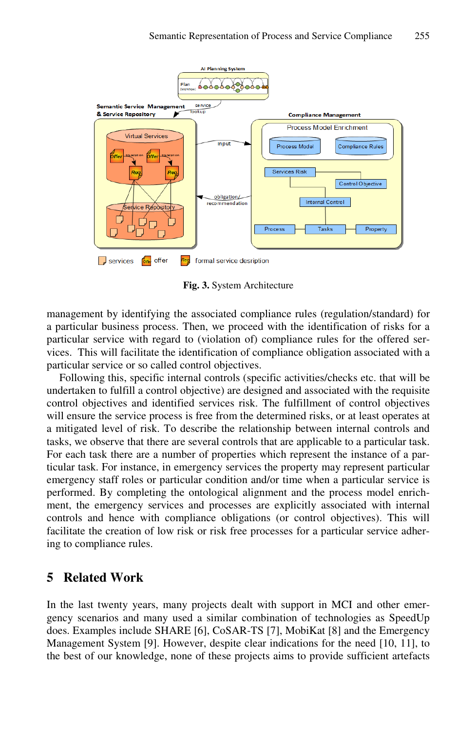**Fig. 3.** System Architecture

management by identifying the associated compliance rules (regulation/standard) for a particular business process. Then, we proceed with the identification of risks for a particular service with regard to (violation of) compliance rules for the offered services. This will facilitate the identification of compliance obligation associated with a particular service or so called control objectives.

Following this, specific internal controls (specific activities/checks etc. that will be undertaken to fulfill a control objective) are designed and associated with the requisite control objectives and identified services risk. The fulfillment of control objectives will ensure the service process is free from the determined risks, or at least operates at a mitigated level of risk. To describe the relationship between internal controls and tasks, we observe that there are several controls that are applicable to a particular task. For each task there are a number of properties which represent the instance of a particular task. For instance, in emergency services the property may represent particular emergency staff roles or particular condition and/or time when a particular service is performed. By completing the ontological alignment and the process model enrichment, the emergency services and processes are explicitly associated with internal controls and hence with compliance obligations (or control objectives). This will facilitate the creation of low risk or risk free processes for a particular service adhering to compliance rules.

## 5 Related Work

In the last twenty years, many projects dealt with support in MCI and other emergency scenarios and many used a similar combination of technologies as SpeedUp does. Examples include SHARE [6], CoSAR-TS [7], MobiKat [8] and the Emergency Management System [9]. However, despite clear indications for the need [10, 11], to the best of our knowledge, none of these projects aims to provide sufficient artefacts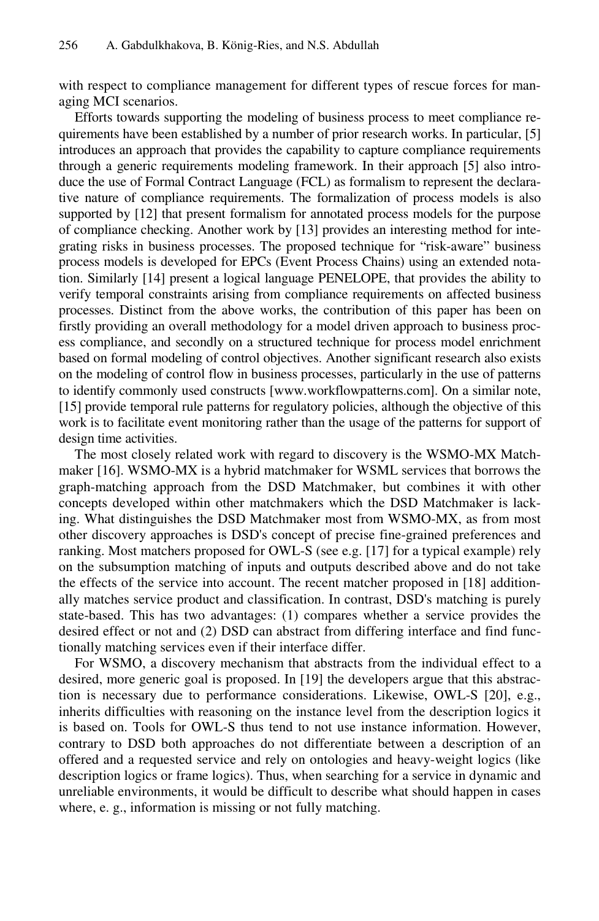with respect to compliance management for different types of rescue forces for managing MCI scenarios.

Efforts towards supporting the modeling of business process to meet compliance requirements have been established by a number of prior research works. In particular, [5] introduces an approach that provides the capability to capture compliance requirements through a generic requirements modeling framework. In their approach [5] also introduce the use of Formal Contract Language (FCL) as formalism to represent the declarative nature of compliance requirements. The formalization of process models is also supported by [12] that present formalism for annotated process models for the purpose of compliance checking. Another work by [13] provides an interesting method for integrating risks in business processes. The proposed technique for "risk-aware" business process models is developed for EPCs (Event Process Chains) using an extended notation. Similarly [14] present a logical language PENELOPE, that provides the ability to verify temporal constraints arising from compliance requirements on affected business processes. Distinct from the above works, the contribution of this paper has been on firstly providing an overall methodology for a model driven approach to business process compliance, and secondly on a structured technique for process model enrichment based on formal modeling of control objectives. Another significant research also exists on the modeling of control flow in business processes, particularly in the use of patterns to identify commonly used constructs [www.workflowpatterns.com]. On a similar note, [15] provide temporal rule patterns for regulatory policies, although the objective of this work is to facilitate event monitoring rather than the usage of the patterns for support of design time activities.

The most closely related work with regard to discovery is the WSMO-MX Matchmaker [16]. WSMO-MX is a hybrid matchmaker for WSML services that borrows the graph-matching approach from the DSD Matchmaker, but combines it with other concepts developed within other matchmakers which the DSD Matchmaker is lacking. What distinguishes the DSD Matchmaker most from WSMO-MX, as from most other discovery approaches is DSD's concept of precise fine-grained preferences and ranking. Most matchers proposed for OWL-S (see e.g. [17] for a typical example) rely on the subsumption matching of inputs and outputs described above and do not take the effects of the service into account. The recent matcher proposed in [18] additionally matches service product and classification. In contrast, DSD's matching is purely state-based. This has two advantages: (1) compares whether a service provides the desired effect or not and (2) DSD can abstract from differing interface and find functionally matching services even if their interface differ.

For WSMO, a discovery mechanism that abstracts from the individual effect to a desired, more generic goal is proposed. In [19] the developers argue that this abstraction is necessary due to performance considerations. Likewise, OWL-S [20], e.g., inherits difficulties with reasoning on the instance level from the description logics it is based on. Tools for OWL-S thus tend to not use instance information. However, contrary to DSD both approaches do not differentiate between a description of an offered and a requested service and rely on ontologies and heavy-weight logics (like description logics or frame logics). Thus, when searching for a service in dynamic and unreliable environments, it would be difficult to describe what should happen in cases where, e. g., information is missing or not fully matching.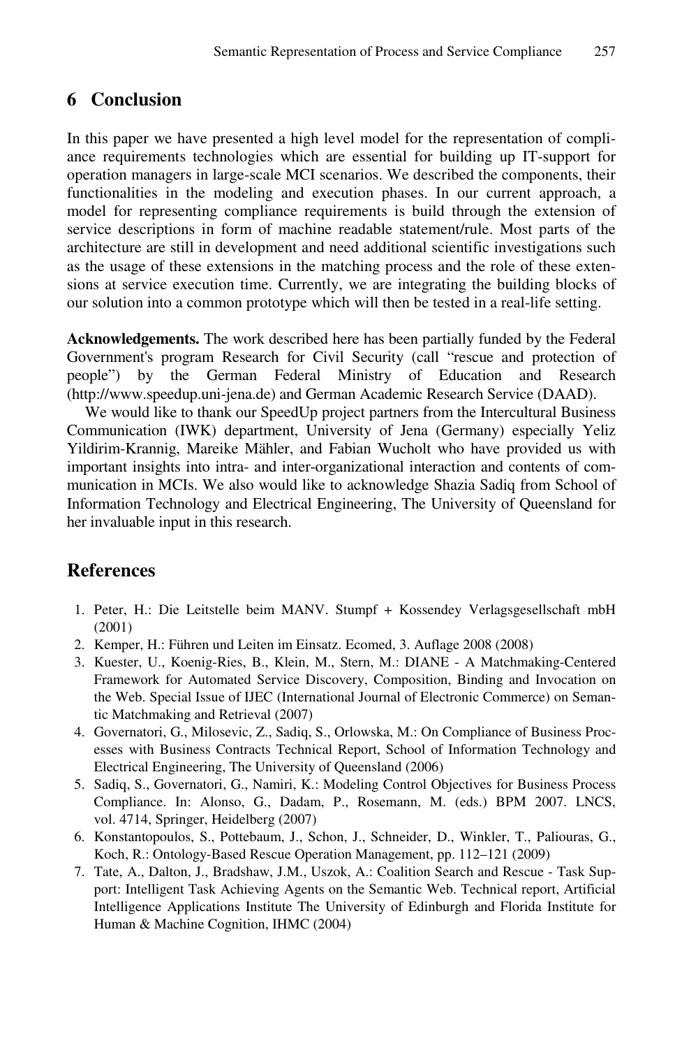## 6 Conclusion

In this paper we have presented a high level model for the representation of compliance requirements technologies which are essential for building up IT-support for operation managers in large-scale MCI scenarios. We described the components, their functionalities in the modeling and execution phases. In our current approach, a model for representing compliance requirements is build through the extension of service descriptions in form of machine readable statement/rule. Most parts of the architecture are still in development and need additional scientific investigations such as the usage of these extensions in the matching process and the role of these extensions at service execution time. Currently, we are integrating the building blocks of our solution into a common prototype which will then be tested in a real-life setting.

**Acknowledgements.** The work described here has been partially funded by the Federal Government's program Research for Civil Security (call "rescue and protection of people") by the German Federal Ministry of Education and Research (http://www.speedup.uni-jena.de) and German Academic Research Service (DAAD).

We would like to thank our SpeedUp project partners from the Intercultural Business Communication (IWK) department, University of Jena (Germany) especially Yeliz Yildirim-Krannig, Mareike Mähler, and Fabian Wucholt who have provided us with important insights into intra- and inter-organizational interaction and contents of communication in MCIs. We also would like to acknowledge Shazia Sadiq from School of Information Technology and Electrical Engineering, The University of Queensland for her invaluable input in this research.

## References

1. Peter, H.: Die Leitstelle beim MANV. Stumpf + Kossendey Verlagsgesellschaft mbH (2001)
2. Kemper, H.: Führen und Leiten im Einsatz. Ecomed, 3. Auflage 2008 (2008)
3. Kuester, U., Koenig-Ries, B., Klein, M., Stern, M.: DIANE - A Matchmaking-Centered Framework for Automated Service Discovery, Composition, Binding and Invocation on the Web. Special Issue of IJEC (International Journal of Electronic Commerce) on Semantic Matchmaking and Retrieval (2007)
4. Governatori, G., Milosevic, Z., Sadiq, S., Orlowska, M.: On Compliance of Business Processes with Business Contracts Technical Report, School of Information Technology and Electrical Engineering, The University of Queensland (2006)
5. Sadiq, S., Governatori, G., Namiri, K.: Modeling Control Objectives for Business Process Compliance. In: Alonso, G., Dadam, P., Rosemann, M. (eds.) BPM 2007. LNCS, vol. 4714, Springer, Heidelberg (2007)
6. Konstantopoulos, S., Pottebaum, J., Schon, J., Schneider, D., Winkler, T., Paliouras, G., Koch, R.: Ontology-Based Rescue Operation Management, pp. 112–121 (2009)
7. Tate, A., Dalton, J., Bradshaw, J.M., Uszok, A.: Coalition Search and Rescue - Task Support: Intelligent Task Achieving Agents on the Semantic Web. Technical report, Artificial Intelligence Applications Institute The University of Edinburgh and Florida Institute for Human & Machine Cognition, IHMC (2004)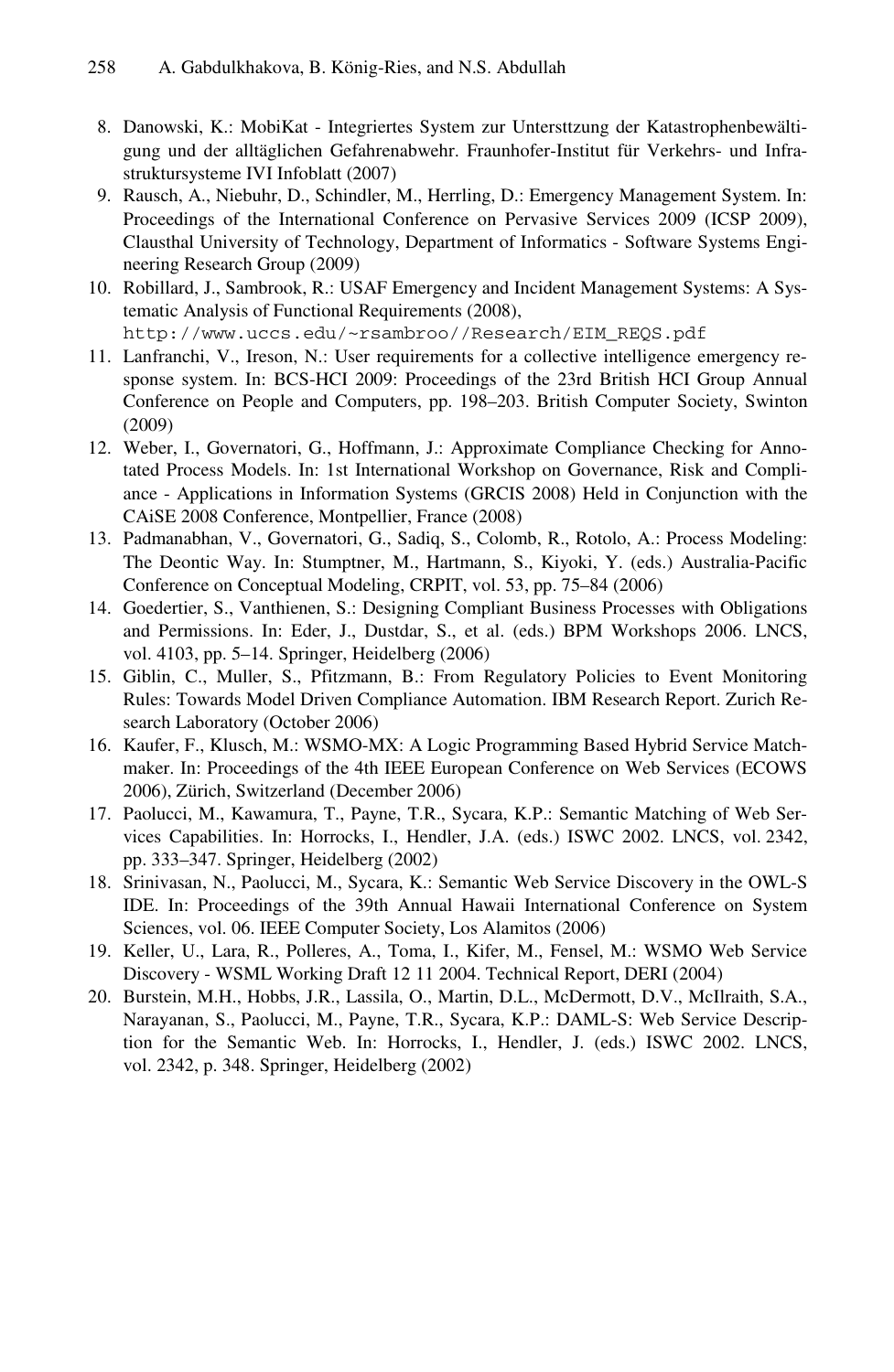8. Danowski, K.: MobiKat - Integriertes System zur Untersttzung der Katastrophenbewältigung und der alltäglichen Gefahrenabwehr. Fraunhofer-Institut für Verkehrs- und Infrastruktursysteme IVI Infoblatt (2007)
9. Rausch, A., Niebuhr, D., Schindler, M., Herrling, D.: Emergency Management System. In: Proceedings of the International Conference on Pervasive Services 2009 (ICSP 2009), Clausthal University of Technology, Department of Informatics - Software Systems Engineering Research Group (2009)
10. Robillard, J., Sambrook, R.: USAF Emergency and Incident Management Systems: A Systematic Analysis of Functional Requirements (2008), `http://www.uccs.edu/~rsambroo//Research/EIM_REQS.pdf`
11. Lanfranchi, V., Ireson, N.: User requirements for a collective intelligence emergency response system. In: BCS-HCI 2009: Proceedings of the 23rd British HCI Group Annual Conference on People and Computers, pp. 198–203. British Computer Society, Swinton (2009)
12. Weber, I., Governatori, G., Hoffmann, J.: Approximate Compliance Checking for Annotated Process Models. In: 1st International Workshop on Governance, Risk and Compliance - Applications in Information Systems (GRCIS 2008) Held in Conjunction with the CAiSE 2008 Conference, Montpellier, France (2008)
13. Padmanabhan, V., Governatori, G., Sadiq, S., Colomb, R., Rotolo, A.: Process Modeling: The Deontic Way. In: Stumptner, M., Hartmann, S., Kiyoki, Y. (eds.) Australia-Pacific Conference on Conceptual Modeling, CRPIT, vol. 53, pp. 75–84 (2006)
14. Goedertier, S., Vanthienen, S.: Designing Compliant Business Processes with Obligations and Permissions. In: Eder, J., Dustdar, S., et al. (eds.) BPM Workshops 2006. LNCS, vol. 4103, pp. 5–14. Springer, Heidelberg (2006)
15. Giblin, C., Muller, S., Pfitzmann, B.: From Regulatory Policies to Event Monitoring Rules: Towards Model Driven Compliance Automation. IBM Research Report. Zurich Research Laboratory (October 2006)
16. Kaufer, F., Klusch, M.: WSMO-MX: A Logic Programming Based Hybrid Service Matchmaker. In: Proceedings of the 4th IEEE European Conference on Web Services (ECOWS 2006), Zürich, Switzerland (December 2006)
17. Paolucci, M., Kawamura, T., Payne, T.R., Sycara, K.P.: Semantic Matching of Web Services Capabilities. In: Horrocks, I., Hendler, J.A. (eds.) ISWC 2002. LNCS, vol. 2342, pp. 333–347. Springer, Heidelberg (2002)
18. Srinivasan, N., Paolucci, M., Sycara, K.: Semantic Web Service Discovery in the OWL-S IDE. In: Proceedings of the 39th Annual Hawaii International Conference on System Sciences, vol. 06. IEEE Computer Society, Los Alamitos (2006)
19. Keller, U., Lara, R., Polleres, A., Toma, I., Kifer, M., Fensel, M.: WSMO Web Service Discovery - WSML Working Draft 12 11 2004. Technical Report, DERI (2004)
20. Burstein, M.H., Hobbs, J.R., Lassila, O., Martin, D.L., McDermott, D.V., McIlraith, S.A., Narayanan, S., Paolucci, M., Payne, T.R., Sycara, K.P.: DAML-S: Web Service Description for the Semantic Web. In: Horrocks, I., Hendler, J. (eds.) ISWC 2002. LNCS, vol. 2342, p. 348. Springer, Heidelberg (2002)